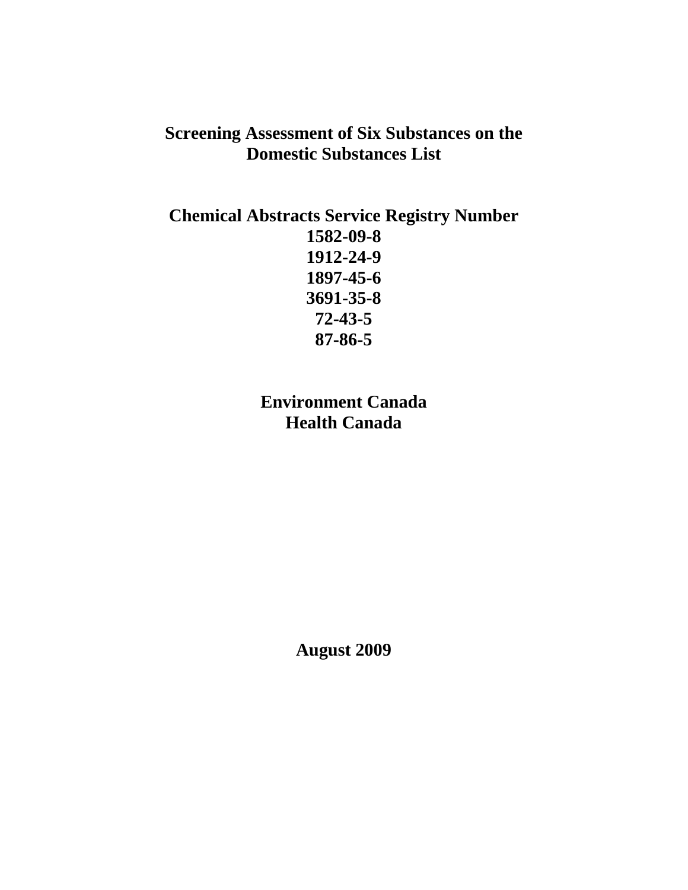# Screening Assessment of Six Substances on the Domestic Substances List

**Chemical Abstracts Service Registry Number**
**1582-09-8**
**1912-24-9**
**1897-45-6**
**3691-35-8**
**72-43-5**
**87-86-5**

**Environment Canada**
**Health Canada**

**August 2009**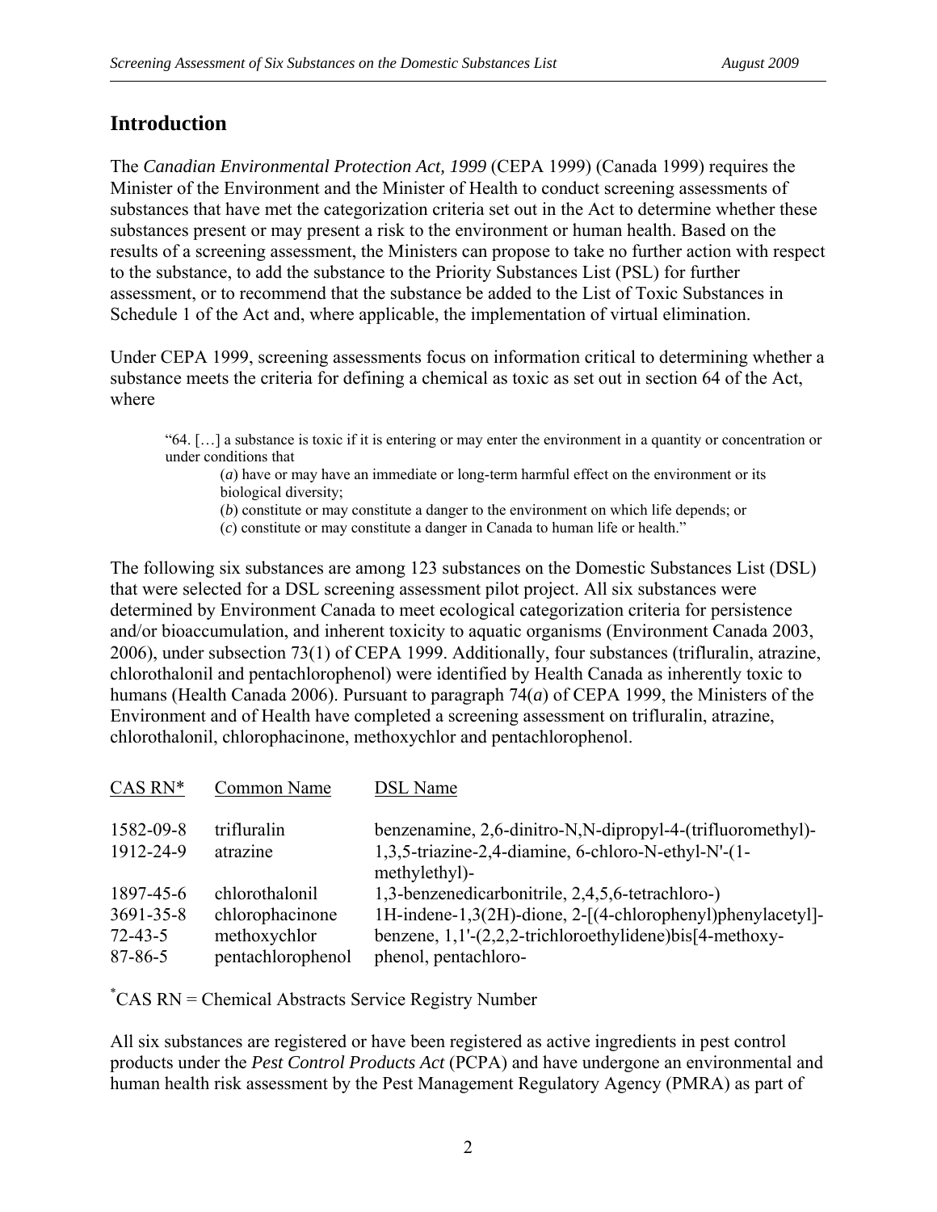## Introduction

The *Canadian Environmental Protection Act, 1999* (CEPA 1999) (Canada 1999) requires the Minister of the Environment and the Minister of Health to conduct screening assessments of substances that have met the categorization criteria set out in the Act to determine whether these substances present or may present a risk to the environment or human health. Based on the results of a screening assessment, the Ministers can propose to take no further action with respect to the substance, to add the substance to the Priority Substances List (PSL) for further assessment, or to recommend that the substance be added to the List of Toxic Substances in Schedule 1 of the Act and, where applicable, the implementation of virtual elimination.

Under CEPA 1999, screening assessments focus on information critical to determining whether a substance meets the criteria for defining a chemical as toxic as set out in section 64 of the Act, where

> "64. […] a substance is toxic if it is entering or may enter the environment in a quantity or concentration or under conditions that
>
> (*a*) have or may have an immediate or long-term harmful effect on the environment or its biological diversity;
>
> (*b*) constitute or may constitute a danger to the environment on which life depends; or
>
> (*c*) constitute or may constitute a danger in Canada to human life or health."

The following six substances are among 123 substances on the Domestic Substances List (DSL) that were selected for a DSL screening assessment pilot project. All six substances were determined by Environment Canada to meet ecological categorization criteria for persistence and/or bioaccumulation, and inherent toxicity to aquatic organisms (Environment Canada 2003, 2006), under subsection 73(1) of CEPA 1999. Additionally, four substances (trifluralin, atrazine, chlorothalonil and pentachlorophenol) were identified by Health Canada as inherently toxic to humans (Health Canada 2006). Pursuant to paragraph 74(*a*) of CEPA 1999, the Ministers of the Environment and of Health have completed a screening assessment on trifluralin, atrazine, chlorothalonil, chlorophacinone, methoxychlor and pentachlorophenol.

| CAS RN* | Common Name | DSL Name |
|---|---|---|
| 1582-09-8 | trifluralin | benzenamine, 2,6-dinitro-N,N-dipropyl-4-(trifluoromethyl)- |
| 1912-24-9 | atrazine | 1,3,5-triazine-2,4-diamine, 6-chloro-N-ethyl-N'-(1-methylethyl)- |
| 1897-45-6 | chlorothalonil | 1,3-benzenedicarbonitrile, 2,4,5,6-tetrachloro-) |
| 3691-35-8 | chlorophacinone | 1H-indene-1,3(2H)-dione, 2-[(4-chlorophenyl)phenylacetyl]- |
| 72-43-5 | methoxychlor | benzene, 1,1'-(2,2,2-trichloroethylidene)bis[4-methoxy- |
| 87-86-5 | pentachlorophenol | phenol, pentachloro- |

*CAS RN = Chemical Abstracts Service Registry Number

All six substances are registered or have been registered as active ingredients in pest control products under the *Pest Control Products Act* (PCPA) and have undergone an environmental and human health risk assessment by the Pest Management Regulatory Agency (PMRA) as part of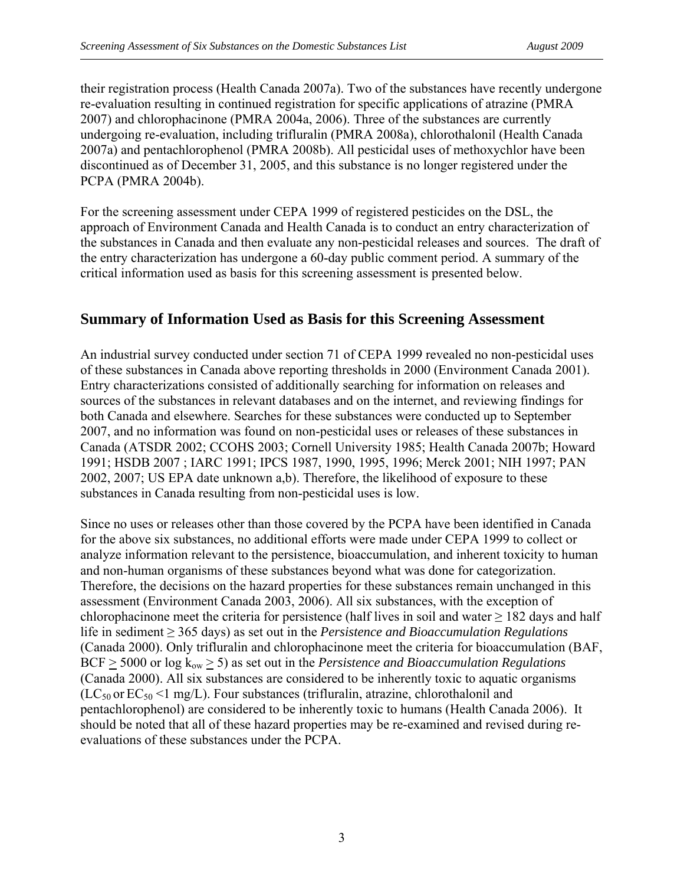their registration process (Health Canada 2007a). Two of the substances have recently undergone re-evaluation resulting in continued registration for specific applications of atrazine (PMRA 2007) and chlorophacinone (PMRA 2004a, 2006). Three of the substances are currently undergoing re-evaluation, including trifluralin (PMRA 2008a), chlorothalonil (Health Canada 2007a) and pentachlorophenol (PMRA 2008b). All pesticidal uses of methoxychlor have been discontinued as of December 31, 2005, and this substance is no longer registered under the PCPA (PMRA 2004b).

For the screening assessment under CEPA 1999 of registered pesticides on the DSL, the approach of Environment Canada and Health Canada is to conduct an entry characterization of the substances in Canada and then evaluate any non-pesticidal releases and sources. The draft of the entry characterization has undergone a 60-day public comment period. A summary of the critical information used as basis for this screening assessment is presented below.

## Summary of Information Used as Basis for this Screening Assessment

An industrial survey conducted under section 71 of CEPA 1999 revealed no non-pesticidal uses of these substances in Canada above reporting thresholds in 2000 (Environment Canada 2001). Entry characterizations consisted of additionally searching for information on releases and sources of the substances in relevant databases and on the internet, and reviewing findings for both Canada and elsewhere. Searches for these substances were conducted up to September 2007, and no information was found on non-pesticidal uses or releases of these substances in Canada (ATSDR 2002; CCOHS 2003; Cornell University 1985; Health Canada 2007b; Howard 1991; HSDB 2007 ; IARC 1991; IPCS 1987, 1990, 1995, 1996; Merck 2001; NIH 1997; PAN 2002, 2007; US EPA date unknown a,b). Therefore, the likelihood of exposure to these substances in Canada resulting from non-pesticidal uses is low.

Since no uses or releases other than those covered by the PCPA have been identified in Canada for the above six substances, no additional efforts were made under CEPA 1999 to collect or analyze information relevant to the persistence, bioaccumulation, and inherent toxicity to human and non-human organisms of these substances beyond what was done for categorization. Therefore, the decisions on the hazard properties for these substances remain unchanged in this assessment (Environment Canada 2003, 2006). All six substances, with the exception of chlorophacinone meet the criteria for persistence (half lives in soil and water $\geq$ 182 days and half life in sediment $\geq$ 365 days) as set out in the *Persistence and Bioaccumulation Regulations* (Canada 2000). Only trifluralin and chlorophacinone meet the criteria for bioaccumulation (BAF, BCF $\geq$ 5000 or log $k_{ow} \geq 5$) as set out in the *Persistence and Bioaccumulation Regulations* (Canada 2000). All six substances are considered to be inherently toxic to aquatic organisms ($LC_{50}$ or $EC_{50}$ <1 mg/L). Four substances (trifluralin, atrazine, chlorothalonil and pentachlorophenol) are considered to be inherently toxic to humans (Health Canada 2006). It should be noted that all of these hazard properties may be re-examined and revised during re-evaluations of these substances under the PCPA.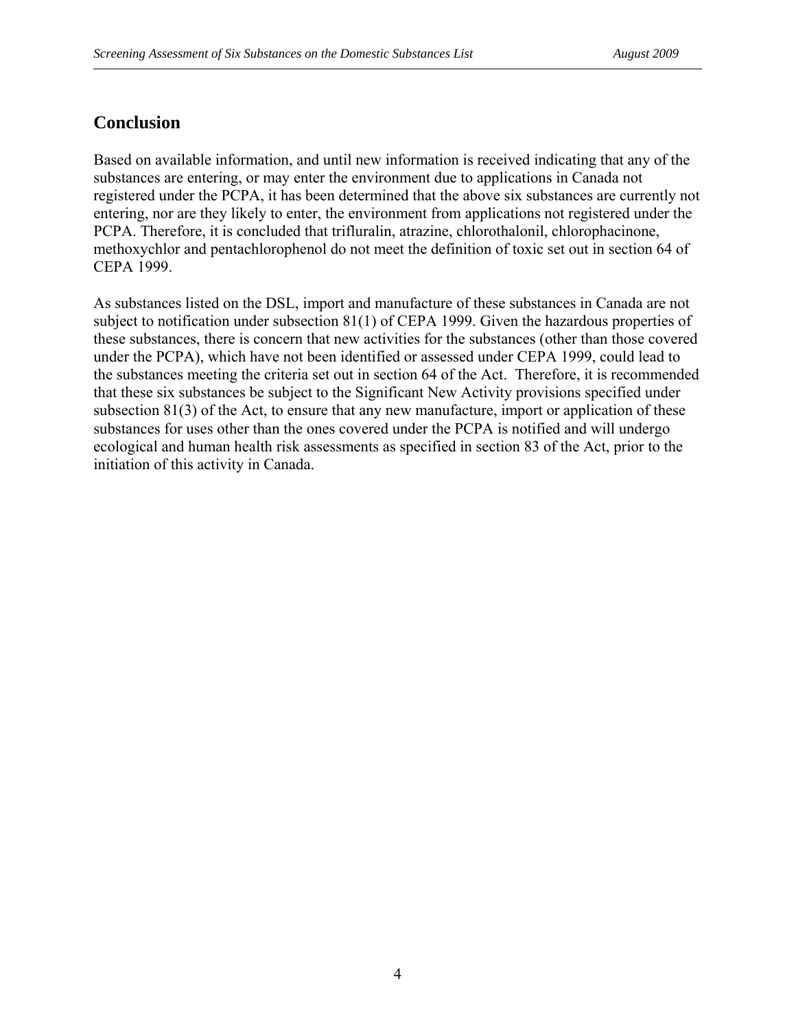## Conclusion

Based on available information, and until new information is received indicating that any of the substances are entering, or may enter the environment due to applications in Canada not registered under the PCPA, it has been determined that the above six substances are currently not entering, nor are they likely to enter, the environment from applications not registered under the PCPA. Therefore, it is concluded that trifluralin, atrazine, chlorothalonil, chlorophacinone, methoxychlor and pentachlorophenol do not meet the definition of toxic set out in section 64 of CEPA 1999.

As substances listed on the DSL, import and manufacture of these substances in Canada are not subject to notification under subsection 81(1) of CEPA 1999. Given the hazardous properties of these substances, there is concern that new activities for the substances (other than those covered under the PCPA), which have not been identified or assessed under CEPA 1999, could lead to the substances meeting the criteria set out in section 64 of the Act. Therefore, it is recommended that these six substances be subject to the Significant New Activity provisions specified under subsection 81(3) of the Act, to ensure that any new manufacture, import or application of these substances for uses other than the ones covered under the PCPA is notified and will undergo ecological and human health risk assessments as specified in section 83 of the Act, prior to the initiation of this activity in Canada.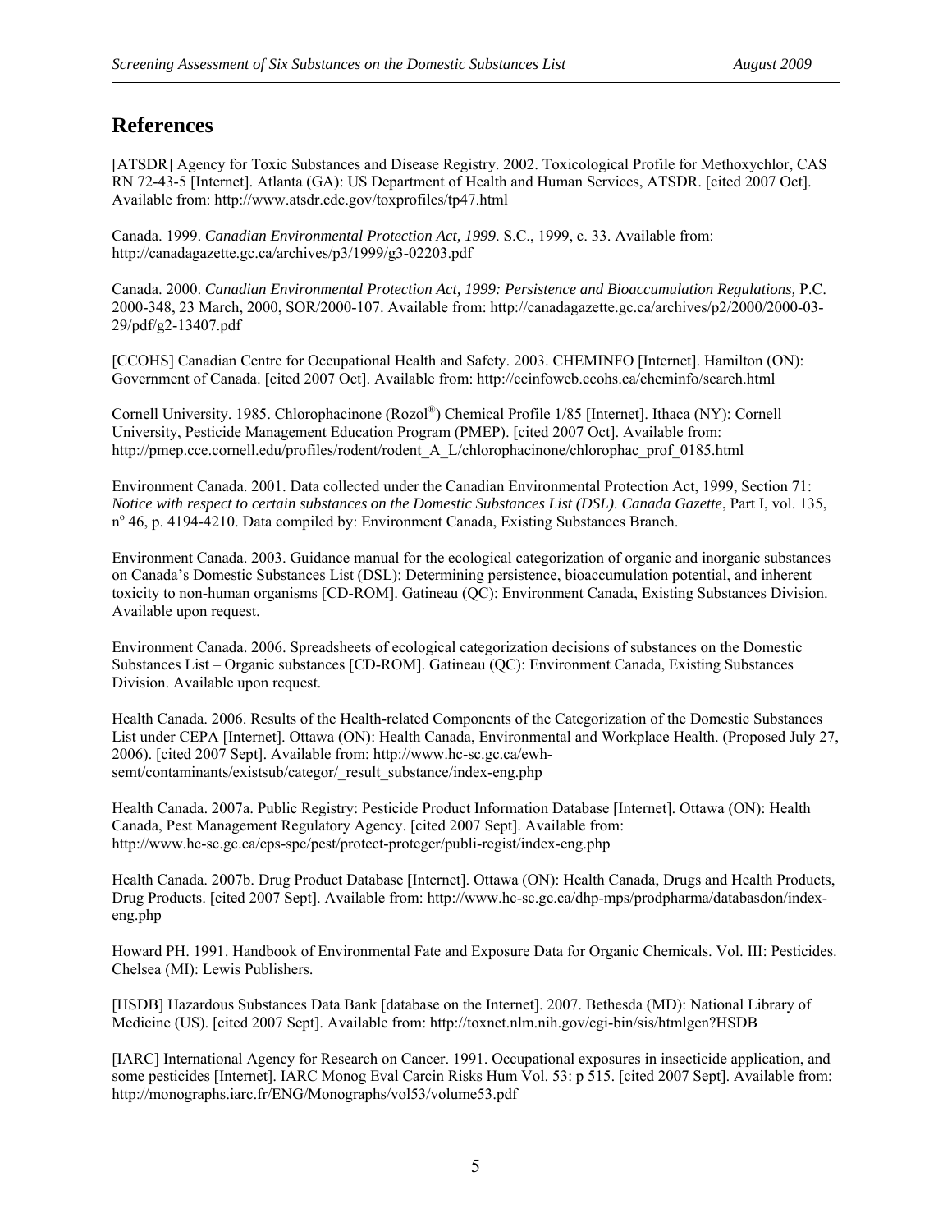## References

[ATSDR] Agency for Toxic Substances and Disease Registry. 2002. Toxicological Profile for Methoxychlor, CAS RN 72-43-5 [Internet]. Atlanta (GA): US Department of Health and Human Services, ATSDR. [cited 2007 Oct]. Available from: http://www.atsdr.cdc.gov/toxprofiles/tp47.html

Canada. 1999. *Canadian Environmental Protection Act, 1999*. S.C., 1999, c. 33. Available from: http://canadagazette.gc.ca/archives/p3/1999/g3-02203.pdf

Canada. 2000. *Canadian Environmental Protection Act, 1999: Persistence and Bioaccumulation Regulations,* P.C. 2000-348, 23 March, 2000, SOR/2000-107. Available from: http://canadagazette.gc.ca/archives/p2/2000/2000-03-29/pdf/g2-13407.pdf

[CCOHS] Canadian Centre for Occupational Health and Safety. 2003. CHEMINFO [Internet]. Hamilton (ON): Government of Canada. [cited 2007 Oct]. Available from: http://ccinfoweb.ccohs.ca/cheminfo/search.html

Cornell University. 1985. Chlorophacinone (Rozol®) Chemical Profile 1/85 [Internet]. Ithaca (NY): Cornell University, Pesticide Management Education Program (PMEP). [cited 2007 Oct]. Available from: http://pmep.cce.cornell.edu/profiles/rodent/rodent_A_L/chlorophacinone/chlorophac_prof_0185.html

Environment Canada. 2001. Data collected under the Canadian Environmental Protection Act, 1999, Section 71: *Notice with respect to certain substances on the Domestic Substances List (DSL). Canada Gazette*, Part I, vol. 135, n° 46, p. 4194-4210. Data compiled by: Environment Canada, Existing Substances Branch.

Environment Canada. 2003. Guidance manual for the ecological categorization of organic and inorganic substances on Canada's Domestic Substances List (DSL): Determining persistence, bioaccumulation potential, and inherent toxicity to non-human organisms [CD-ROM]. Gatineau (QC): Environment Canada, Existing Substances Division. Available upon request.

Environment Canada. 2006. Spreadsheets of ecological categorization decisions of substances on the Domestic Substances List – Organic substances [CD-ROM]. Gatineau (QC): Environment Canada, Existing Substances Division. Available upon request.

Health Canada. 2006. Results of the Health-related Components of the Categorization of the Domestic Substances List under CEPA [Internet]. Ottawa (ON): Health Canada, Environmental and Workplace Health. (Proposed July 27, 2006). [cited 2007 Sept]. Available from: http://www.hc-sc.gc.ca/ewh-semt/contaminants/existsub/categor/_result_substance/index-eng.php

Health Canada. 2007a. Public Registry: Pesticide Product Information Database [Internet]. Ottawa (ON): Health Canada, Pest Management Regulatory Agency. [cited 2007 Sept]. Available from: http://www.hc-sc.gc.ca/cps-spc/pest/protect-proteger/publi-regist/index-eng.php

Health Canada. 2007b. Drug Product Database [Internet]. Ottawa (ON): Health Canada, Drugs and Health Products, Drug Products. [cited 2007 Sept]. Available from: http://www.hc-sc.gc.ca/dhp-mps/prodpharma/databasdon/index-eng.php

Howard PH. 1991. Handbook of Environmental Fate and Exposure Data for Organic Chemicals. Vol. III: Pesticides. Chelsea (MI): Lewis Publishers.

[HSDB] Hazardous Substances Data Bank [database on the Internet]. 2007. Bethesda (MD): National Library of Medicine (US). [cited 2007 Sept]. Available from: http://toxnet.nlm.nih.gov/cgi-bin/sis/htmlgen?HSDB

[IARC] International Agency for Research on Cancer. 1991. Occupational exposures in insecticide application, and some pesticides [Internet]. IARC Monog Eval Carcin Risks Hum Vol. 53: p 515. [cited 2007 Sept]. Available from: http://monographs.iarc.fr/ENG/Monographs/vol53/volume53.pdf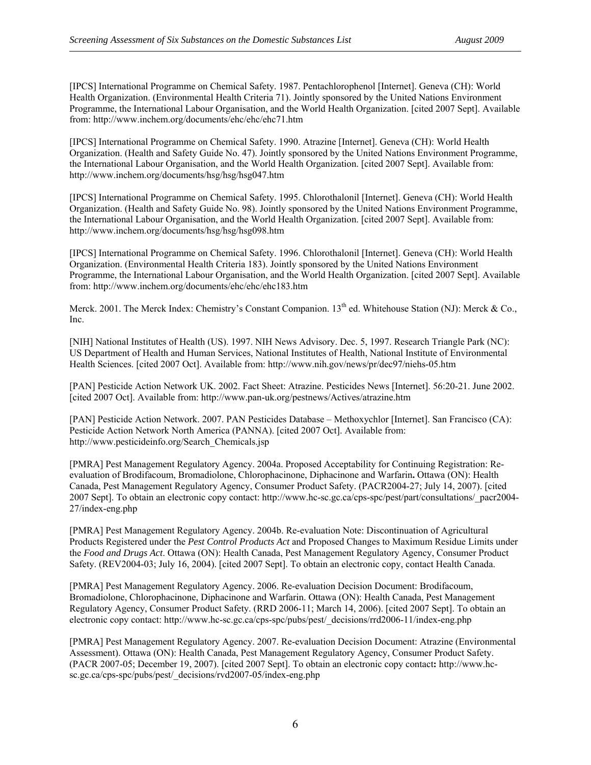[IPCS] International Programme on Chemical Safety. 1987. Pentachlorophenol [Internet]. Geneva (CH): World Health Organization. (Environmental Health Criteria 71). Jointly sponsored by the United Nations Environment Programme, the International Labour Organisation, and the World Health Organization. [cited 2007 Sept]. Available from: http://www.inchem.org/documents/ehc/ehc/ehc71.htm

[IPCS] International Programme on Chemical Safety. 1990. Atrazine [Internet]. Geneva (CH): World Health Organization. (Health and Safety Guide No. 47). Jointly sponsored by the United Nations Environment Programme, the International Labour Organisation, and the World Health Organization. [cited 2007 Sept]. Available from: http://www.inchem.org/documents/hsg/hsg/hsg047.htm

[IPCS] International Programme on Chemical Safety. 1995. Chlorothalonil [Internet]. Geneva (CH): World Health Organization. (Health and Safety Guide No. 98). Jointly sponsored by the United Nations Environment Programme, the International Labour Organisation, and the World Health Organization. [cited 2007 Sept]. Available from: http://www.inchem.org/documents/hsg/hsg/hsg098.htm

[IPCS] International Programme on Chemical Safety. 1996. Chlorothalonil [Internet]. Geneva (CH): World Health Organization. (Environmental Health Criteria 183). Jointly sponsored by the United Nations Environment Programme, the International Labour Organisation, and the World Health Organization. [cited 2007 Sept]. Available from: http://www.inchem.org/documents/ehc/ehc/ehc183.htm

Merck. 2001. The Merck Index: Chemistry's Constant Companion. 13th ed. Whitehouse Station (NJ): Merck & Co., Inc.

[NIH] National Institutes of Health (US). 1997. NIH News Advisory. Dec. 5, 1997. Research Triangle Park (NC): US Department of Health and Human Services, National Institutes of Health, National Institute of Environmental Health Sciences. [cited 2007 Oct]. Available from: http://www.nih.gov/news/pr/dec97/niehs-05.htm

[PAN] Pesticide Action Network UK. 2002. Fact Sheet: Atrazine. Pesticides News [Internet]. 56:20-21. June 2002. [cited 2007 Oct]. Available from: http://www.pan-uk.org/pestnews/Actives/atrazine.htm

[PAN] Pesticide Action Network. 2007. PAN Pesticides Database – Methoxychlor [Internet]. San Francisco (CA): Pesticide Action Network North America (PANNA). [cited 2007 Oct]. Available from: http://www.pesticideinfo.org/Search_Chemicals.jsp

[PMRA] Pest Management Regulatory Agency. 2004a. Proposed Acceptability for Continuing Registration: Re-evaluation of Brodifacoum, Bromadiolone, Chlorophacinone, Diphacinone and Warfarin**.** Ottawa (ON): Health Canada, Pest Management Regulatory Agency, Consumer Product Safety. (PACR2004-27; July 14, 2007). [cited 2007 Sept]. To obtain an electronic copy contact: http://www.hc-sc.gc.ca/cps-spc/pest/part/consultations/_pacr2004-27/index-eng.php

[PMRA] Pest Management Regulatory Agency. 2004b. Re-evaluation Note: Discontinuation of Agricultural Products Registered under the *Pest Control Products Act* and Proposed Changes to Maximum Residue Limits under the *Food and Drugs Act*. Ottawa (ON): Health Canada, Pest Management Regulatory Agency, Consumer Product Safety. (REV2004-03; July 16, 2004). [cited 2007 Sept]. To obtain an electronic copy, contact Health Canada.

[PMRA] Pest Management Regulatory Agency. 2006. Re-evaluation Decision Document: Brodifacoum, Bromadiolone, Chlorophacinone, Diphacinone and Warfarin. Ottawa (ON): Health Canada, Pest Management Regulatory Agency, Consumer Product Safety. (RRD 2006-11; March 14, 2006). [cited 2007 Sept]. To obtain an electronic copy contact: http://www.hc-sc.gc.ca/cps-spc/pubs/pest/_decisions/rrd2006-11/index-eng.php

[PMRA] Pest Management Regulatory Agency. 2007. Re-evaluation Decision Document: Atrazine (Environmental Assessment). Ottawa (ON): Health Canada, Pest Management Regulatory Agency, Consumer Product Safety. (PACR 2007-05; December 19, 2007). [cited 2007 Sept]. To obtain an electronic copy contact**:** http://www.hc-sc.gc.ca/cps-spc/pubs/pest/_decisions/rvd2007-05/index-eng.php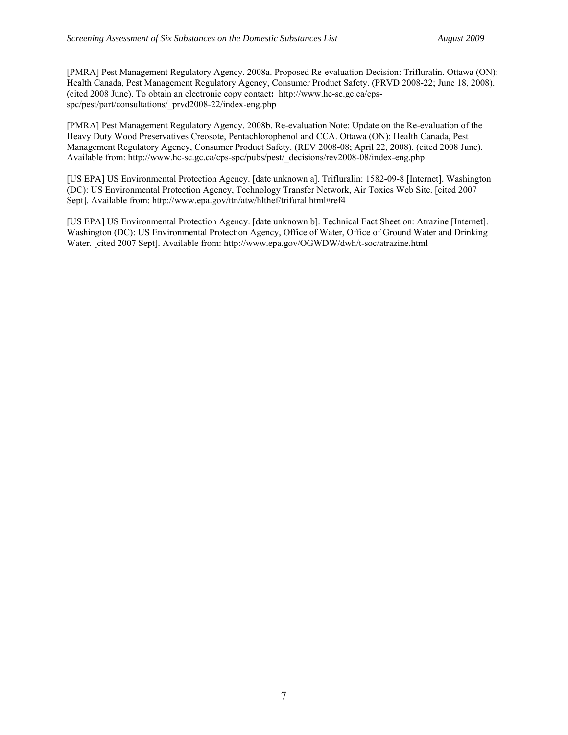[PMRA] Pest Management Regulatory Agency. 2008a. Proposed Re-evaluation Decision: Trifluralin. Ottawa (ON): Health Canada, Pest Management Regulatory Agency, Consumer Product Safety. (PRVD 2008-22; June 18, 2008). (cited 2008 June). To obtain an electronic copy contact**:** http://www.hc-sc.gc.ca/cps-spc/pest/part/consultations/_prvd2008-22/index-eng.php

[PMRA] Pest Management Regulatory Agency. 2008b. Re-evaluation Note: Update on the Re-evaluation of the Heavy Duty Wood Preservatives Creosote, Pentachlorophenol and CCA. Ottawa (ON): Health Canada, Pest Management Regulatory Agency, Consumer Product Safety. (REV 2008-08; April 22, 2008). (cited 2008 June). Available from: http://www.hc-sc.gc.ca/cps-spc/pubs/pest/_decisions/rev2008-08/index-eng.php

[US EPA] US Environmental Protection Agency. [date unknown a]. Trifluralin: 1582-09-8 [Internet]. Washington (DC): US Environmental Protection Agency, Technology Transfer Network, Air Toxics Web Site. [cited 2007 Sept]. Available from: http://www.epa.gov/ttn/atw/hlthef/trifural.html#ref4

[US EPA] US Environmental Protection Agency. [date unknown b]. Technical Fact Sheet on: Atrazine [Internet]. Washington (DC): US Environmental Protection Agency, Office of Water, Office of Ground Water and Drinking Water. [cited 2007 Sept]. Available from: http://www.epa.gov/OGWDW/dwh/t-soc/atrazine.html